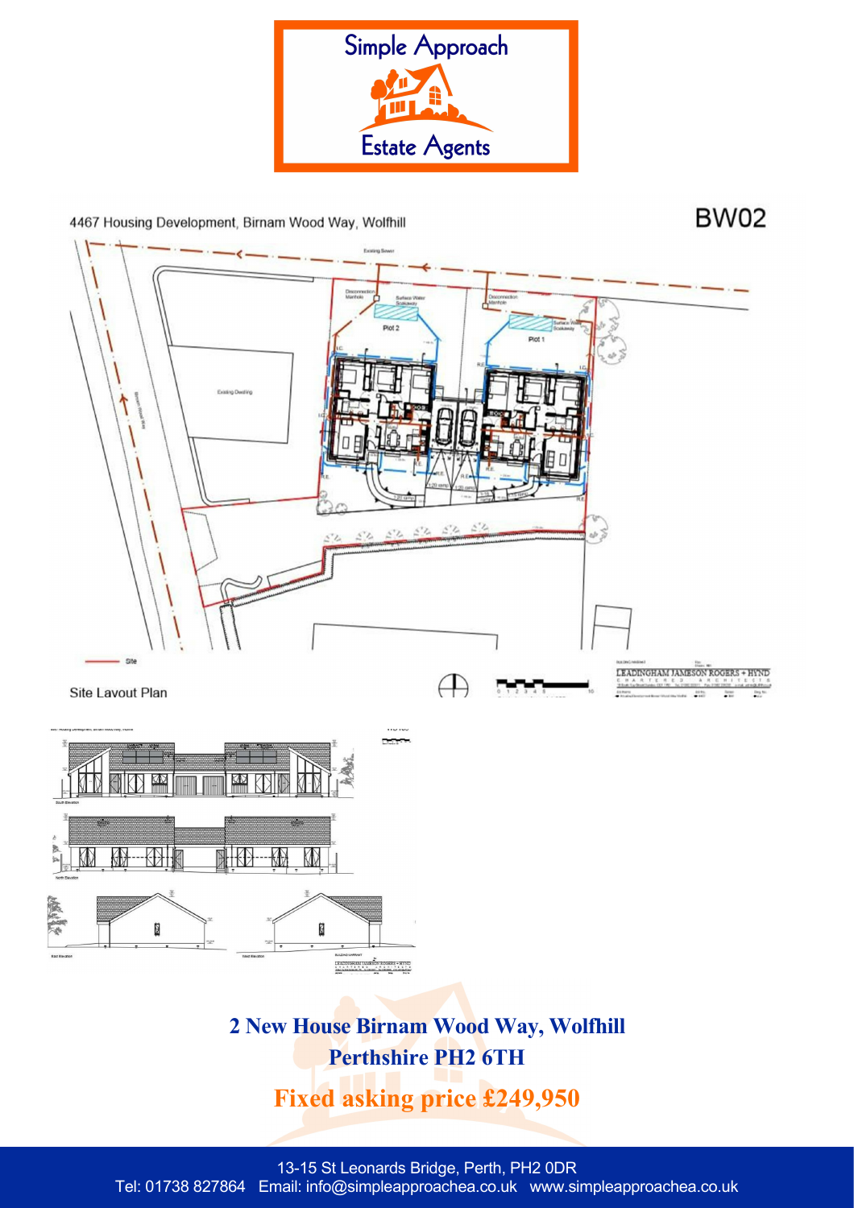Simple Approach

Estate Agents

4467 Housing Development, Birnam Wood Way, Wolfhill

BW02

Site Layout Plan

# 2 New House Birnam Wood Way, Wolfhill Perthshire PH2 6TH

## Fixed asking price £249,950

13-15 St Leonards Bridge, Perth, PH2 0DR
Tel: 01738 827864 Email: info@simpleapproachea.co.uk www.simpleapproachea.co.uk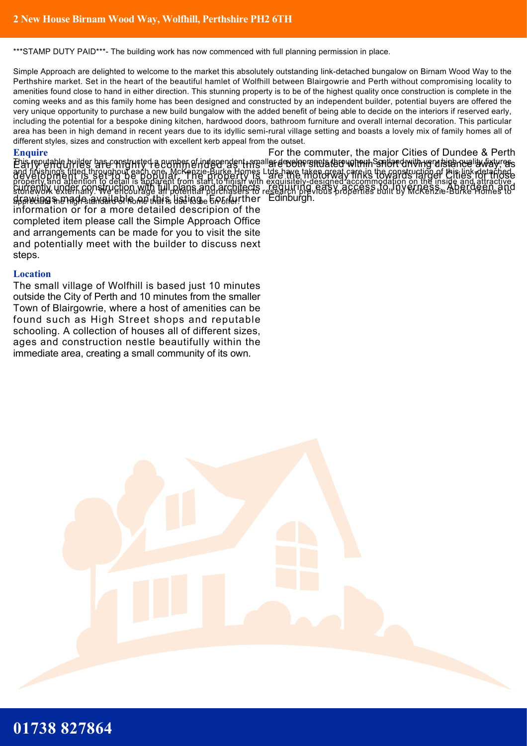***STAMP DUTY PAID***- The building work has now commenced with full planning permission in place.

Simple Approach are delighted to welcome to the market this absolutely outstanding link-detached bungalow on Birnam Wood Way to the Perthshire market. Set in the heart of the beautiful hamlet of Wolfhill between Blairgowrie and Perth without compromising locality to amenities found close to hand in either direction. This stunning property is to be of the highest quality once construction is complete in the coming weeks and as this family home has been designed and constructed by an independent builder, potential buyers are offered the very unique opportunity to purchase a new build bungalow with the added benefit of being able to decide on the interiors if reserved early, including the potential for a bespoke dining kitchen, hardwood doors, bathroom furniture and overall internal decoration. This particular area has been in high demand in recent years due to its idyllic semi-rural village setting and boasts a lovely mix of family homes all of different styles, sizes and construction with excellent kerb appeal from the outset.

This reputable builder has constructed a number of independent, smaller developments throughout Scotland with very high quality fixtures and finishings fitted throughout each one. McKenzie-Burke Homes Ltds have taken great care in the construction of this link-detached property and attention to detail is apparent from start to finish with exquisitely-designed accommodation on the inside and attractive stonework externally. We encourage all potential purchasers to research previous properties built by McKenzie-Burke Homes to appreciate the high standard of home that is due to be on offer.

## Enquire

Early enquiries are highly recommended as this development is set to be popular. The property is currently under construction with full plans and architects drawings made available on this listing. For further information or for a more detailed description of the completed item please call the Simple Approach Office and arrangements can be made for you to visit the site and potentially meet with the builder to discuss next steps.

## Location

The small village of Wolfhill is based just 10 minutes outside the City of Perth and 10 minutes from the smaller Town of Blairgowrie, where a host of amenities can be found such as High Street shops and reputable schooling. A collection of houses all of different sizes, ages and construction nestle beautifully within the immediate area, creating a small community of its own.

For the commuter, the major Cities of Dundee & Perth are both situated within short driving distance away, as are the motorway links towards larger Cities for those requiring easy access to Inverness, Aberdeen and Edinburgh.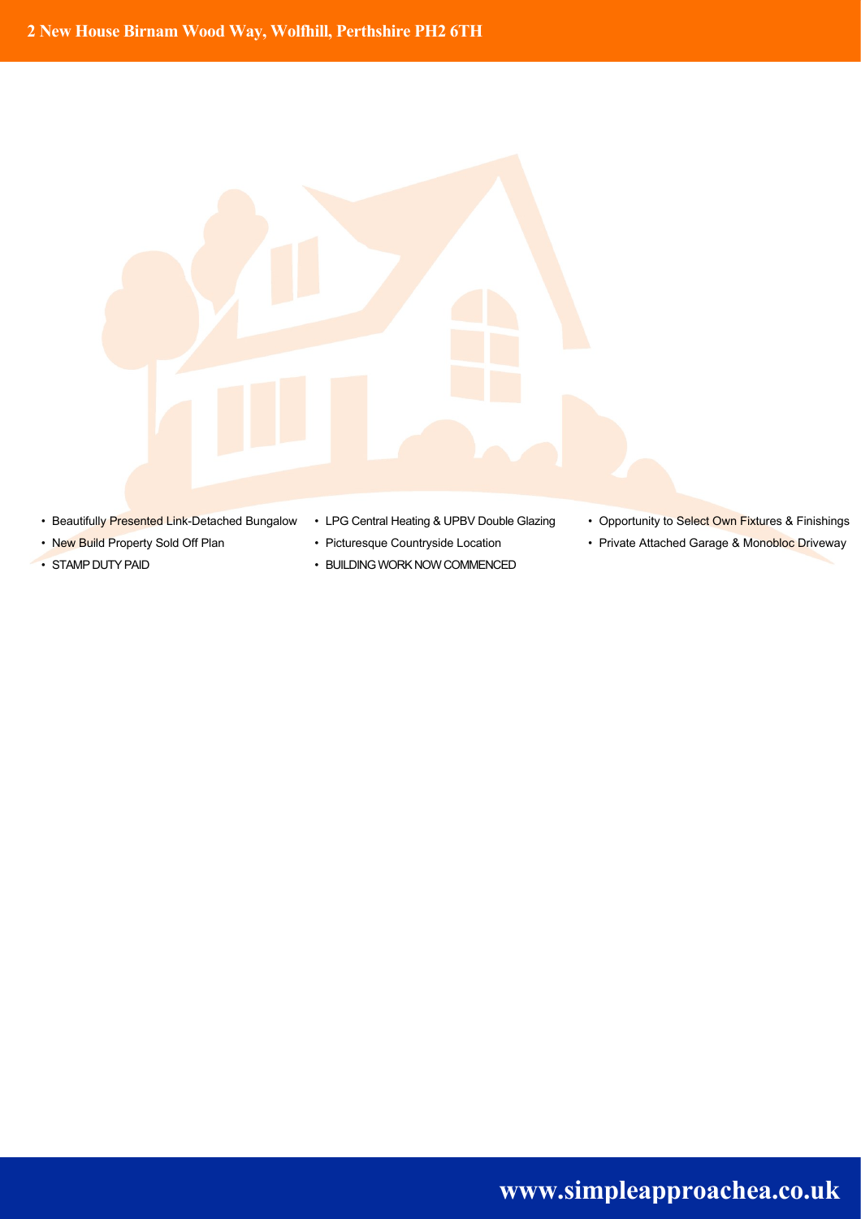## 2 New House Birnam Wood Way, Wolfhill, Perthshire PH2 6TH

- Beautifully Presented Link-Detached Bungalow
- New Build Property Sold Off Plan
- STAMP DUTY PAID
- LPG Central Heating & UPBV Double Glazing
- Picturesque Countryside Location
- BUILDING WORK NOW COMMENCED
- Opportunity to Select Own Fixtures & Finishings
- Private Attached Garage & Monobloc Driveway

**www.simpleapproachea.co.uk**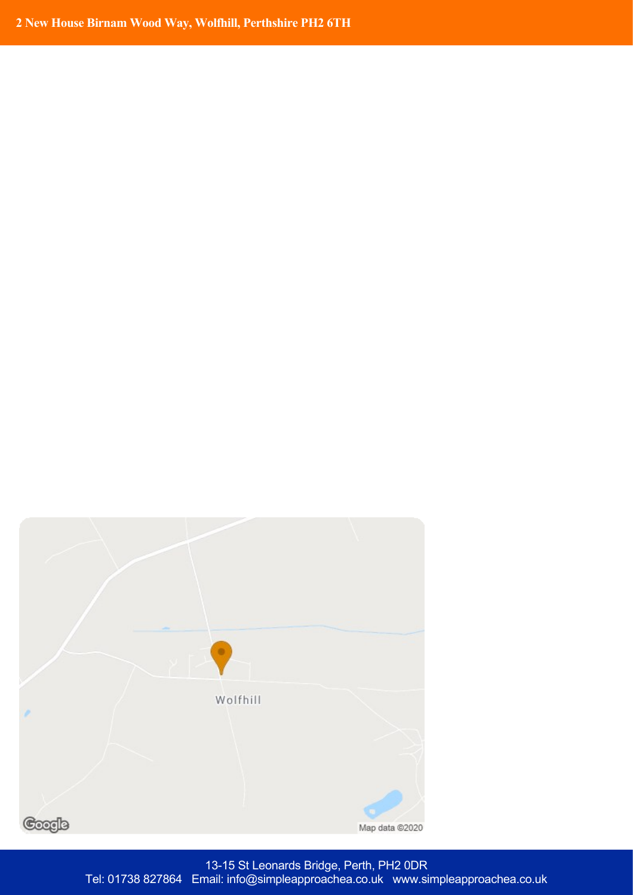Wolfhill

Google

Map data ©2020